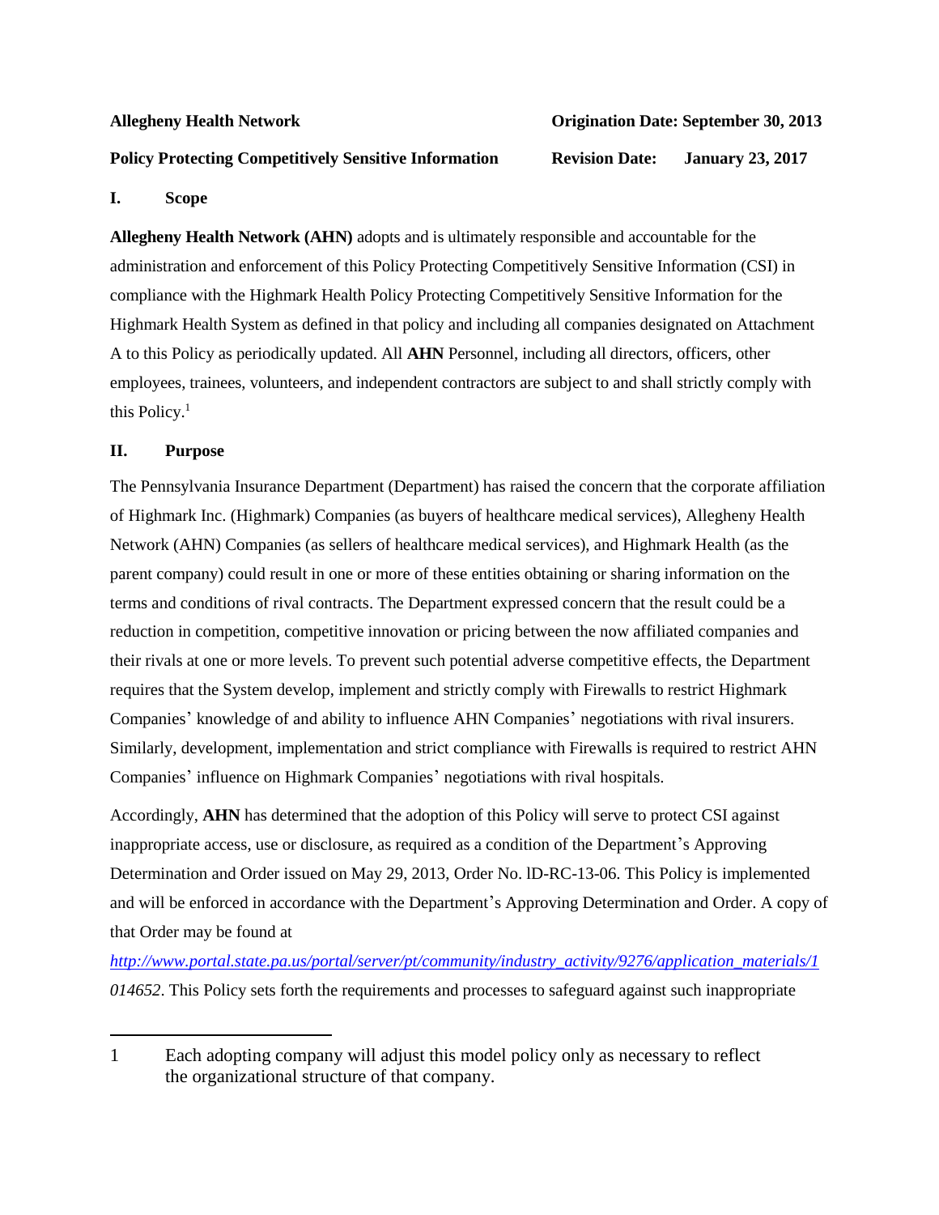**Allegheny Health Network** **Origination Date: September 30, 2013**

**Policy Protecting Competitively Sensitive Information** **Revision Date: January 23, 2017**

## I. Scope

**Allegheny Health Network (AHN)** adopts and is ultimately responsible and accountable for the administration and enforcement of this Policy Protecting Competitively Sensitive Information (CSI) in compliance with the Highmark Health Policy Protecting Competitively Sensitive Information for the Highmark Health System as defined in that policy and including all companies designated on Attachment A to this Policy as periodically updated. All **AHN** Personnel, including all directors, officers, other employees, trainees, volunteers, and independent contractors are subject to and shall strictly comply with this Policy.[1]

## II. Purpose

The Pennsylvania Insurance Department (Department) has raised the concern that the corporate affiliation of Highmark Inc. (Highmark) Companies (as buyers of healthcare medical services), Allegheny Health Network (AHN) Companies (as sellers of healthcare medical services), and Highmark Health (as the parent company) could result in one or more of these entities obtaining or sharing information on the terms and conditions of rival contracts. The Department expressed concern that the result could be a reduction in competition, competitive innovation or pricing between the now affiliated companies and their rivals at one or more levels. To prevent such potential adverse competitive effects, the Department requires that the System develop, implement and strictly comply with Firewalls to restrict Highmark Companies' knowledge of and ability to influence AHN Companies' negotiations with rival insurers. Similarly, development, implementation and strict compliance with Firewalls is required to restrict AHN Companies' influence on Highmark Companies' negotiations with rival hospitals.

Accordingly, **AHN** has determined that the adoption of this Policy will serve to protect CSI against inappropriate access, use or disclosure, as required as a condition of the Department's Approving Determination and Order issued on May 29, 2013, Order No. lD-RC-13-06. This Policy is implemented and will be enforced in accordance with the Department's Approving Determination and Order. A copy of that Order may be found at *http://www.portal.state.pa.us/portal/server/pt/community/industry_activity/9276/application_materials/1014652*. This Policy sets forth the requirements and processes to safeguard against such inappropriate

---

1 Each adopting company will adjust this model policy only as necessary to reflect the organizational structure of that company.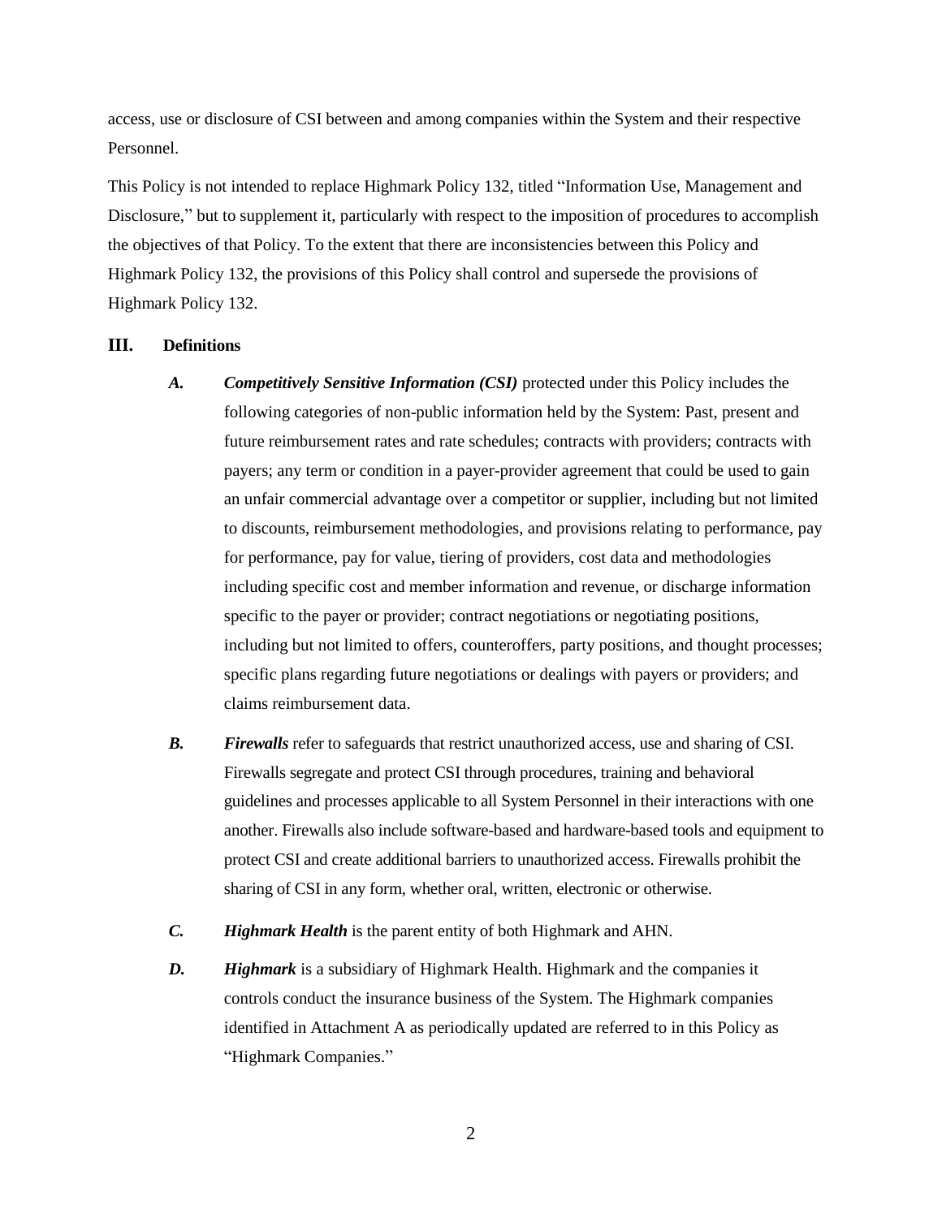access, use or disclosure of CSI between and among companies within the System and their respective Personnel.

This Policy is not intended to replace Highmark Policy 132, titled "Information Use, Management and Disclosure," but to supplement it, particularly with respect to the imposition of procedures to accomplish the objectives of that Policy. To the extent that there are inconsistencies between this Policy and Highmark Policy 132, the provisions of this Policy shall control and supersede the provisions of Highmark Policy 132.

## III. Definitions

***A.*** ***Competitively Sensitive Information (CSI)*** protected under this Policy includes the following categories of non-public information held by the System: Past, present and future reimbursement rates and rate schedules; contracts with providers; contracts with payers; any term or condition in a payer-provider agreement that could be used to gain an unfair commercial advantage over a competitor or supplier, including but not limited to discounts, reimbursement methodologies, and provisions relating to performance, pay for performance, pay for value, tiering of providers, cost data and methodologies including specific cost and member information and revenue, or discharge information specific to the payer or provider; contract negotiations or negotiating positions, including but not limited to offers, counteroffers, party positions, and thought processes; specific plans regarding future negotiations or dealings with payers or providers; and claims reimbursement data.

***B.*** ***Firewalls*** refer to safeguards that restrict unauthorized access, use and sharing of CSI. Firewalls segregate and protect CSI through procedures, training and behavioral guidelines and processes applicable to all System Personnel in their interactions with one another. Firewalls also include software-based and hardware-based tools and equipment to protect CSI and create additional barriers to unauthorized access. Firewalls prohibit the sharing of CSI in any form, whether oral, written, electronic or otherwise.

***C.*** ***Highmark Health*** is the parent entity of both Highmark and AHN.

***D.*** ***Highmark*** is a subsidiary of Highmark Health. Highmark and the companies it controls conduct the insurance business of the System. The Highmark companies identified in Attachment A as periodically updated are referred to in this Policy as "Highmark Companies."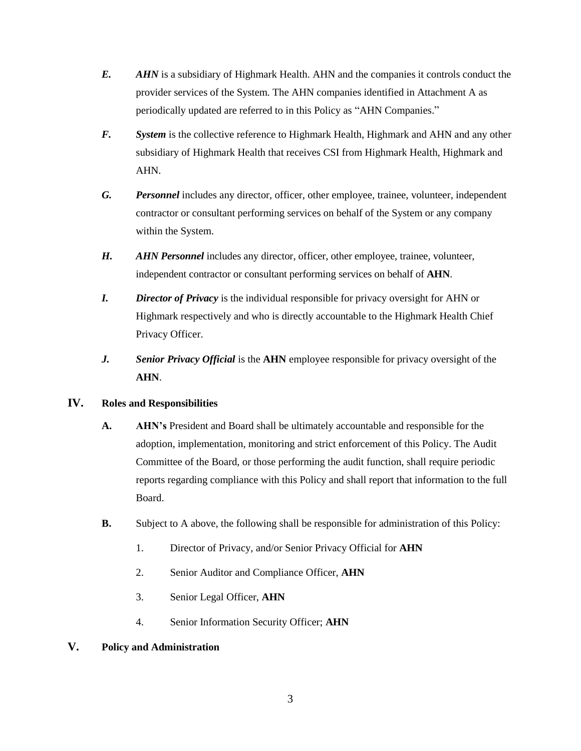*E.* ***AHN*** is a subsidiary of Highmark Health. AHN and the companies it controls conduct the provider services of the System. The AHN companies identified in Attachment A as periodically updated are referred to in this Policy as "AHN Companies."

*F.* ***System*** is the collective reference to Highmark Health, Highmark and AHN and any other subsidiary of Highmark Health that receives CSI from Highmark Health, Highmark and AHN.

*G.* ***Personnel*** includes any director, officer, other employee, trainee, volunteer, independent contractor or consultant performing services on behalf of the System or any company within the System.

*H.* ***AHN Personnel*** includes any director, officer, other employee, trainee, volunteer, independent contractor or consultant performing services on behalf of **AHN**.

*I.* ***Director of Privacy*** is the individual responsible for privacy oversight for AHN or Highmark respectively and who is directly accountable to the Highmark Health Chief Privacy Officer.

*J.* ***Senior Privacy Official*** is the **AHN** employee responsible for privacy oversight of the **AHN**.

## IV. Roles and Responsibilities

**A.** **AHN's** President and Board shall be ultimately accountable and responsible for the adoption, implementation, monitoring and strict enforcement of this Policy. The Audit Committee of the Board, or those performing the audit function, shall require periodic reports regarding compliance with this Policy and shall report that information to the full Board.

**B.** Subject to A above, the following shall be responsible for administration of this Policy:

1. Director of Privacy, and/or Senior Privacy Official for **AHN**
2. Senior Auditor and Compliance Officer, **AHN**
3. Senior Legal Officer, **AHN**
4. Senior Information Security Officer; **AHN**

## V. Policy and Administration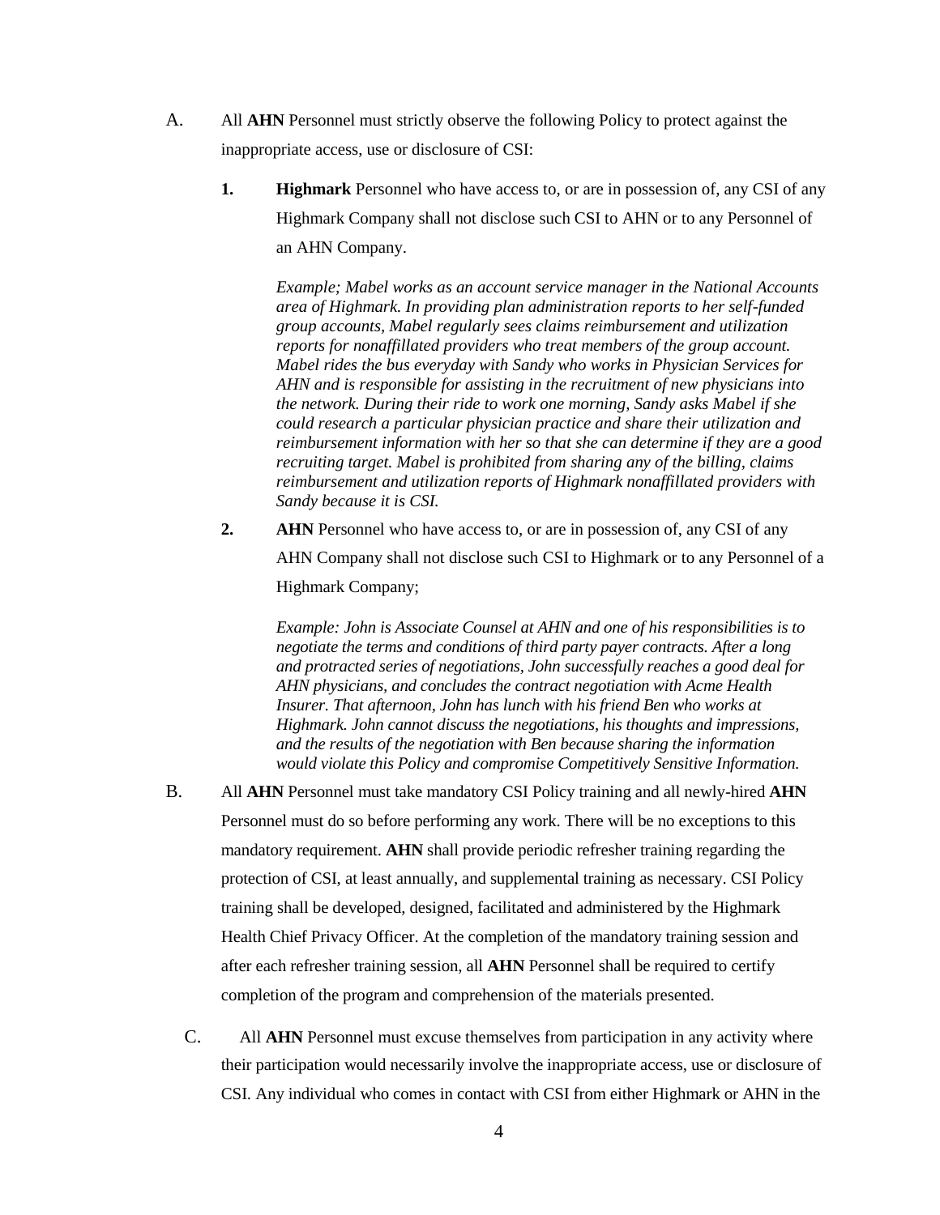A. All **AHN** Personnel must strictly observe the following Policy to protect against the inappropriate access, use or disclosure of CSI:

   **1.** **Highmark** Personnel who have access to, or are in possession of, any CSI of any Highmark Company shall not disclose such CSI to AHN or to any Personnel of an AHN Company.

   *Example; Mabel works as an account service manager in the National Accounts area of Highmark. In providing plan administration reports to her self-funded group accounts, Mabel regularly sees claims reimbursement and utilization reports for nonaffillated providers who treat members of the group account. Mabel rides the bus everyday with Sandy who works in Physician Services for AHN and is responsible for assisting in the recruitment of new physicians into the network. During their ride to work one morning, Sandy asks Mabel if she could research a particular physician practice and share their utilization and reimbursement information with her so that she can determine if they are a good recruiting target. Mabel is prohibited from sharing any of the billing, claims reimbursement and utilization reports of Highmark nonaffillated providers with Sandy because it is CSI.*

   **2.** **AHN** Personnel who have access to, or are in possession of, any CSI of any AHN Company shall not disclose such CSI to Highmark or to any Personnel of a Highmark Company;

   *Example: John is Associate Counsel at AHN and one of his responsibilities is to negotiate the terms and conditions of third party payer contracts. After a long and protracted series of negotiations, John successfully reaches a good deal for AHN physicians, and concludes the contract negotiation with Acme Health Insurer. That afternoon, John has lunch with his friend Ben who works at Highmark. John cannot discuss the negotiations, his thoughts and impressions, and the results of the negotiation with Ben because sharing the information would violate this Policy and compromise Competitively Sensitive Information.*

B. All **AHN** Personnel must take mandatory CSI Policy training and all newly-hired **AHN** Personnel must do so before performing any work. There will be no exceptions to this mandatory requirement. **AHN** shall provide periodic refresher training regarding the protection of CSI, at least annually, and supplemental training as necessary. CSI Policy training shall be developed, designed, facilitated and administered by the Highmark Health Chief Privacy Officer. At the completion of the mandatory training session and after each refresher training session, all **AHN** Personnel shall be required to certify completion of the program and comprehension of the materials presented.

C. All **AHN** Personnel must excuse themselves from participation in any activity where their participation would necessarily involve the inappropriate access, use or disclosure of CSI. Any individual who comes in contact with CSI from either Highmark or AHN in the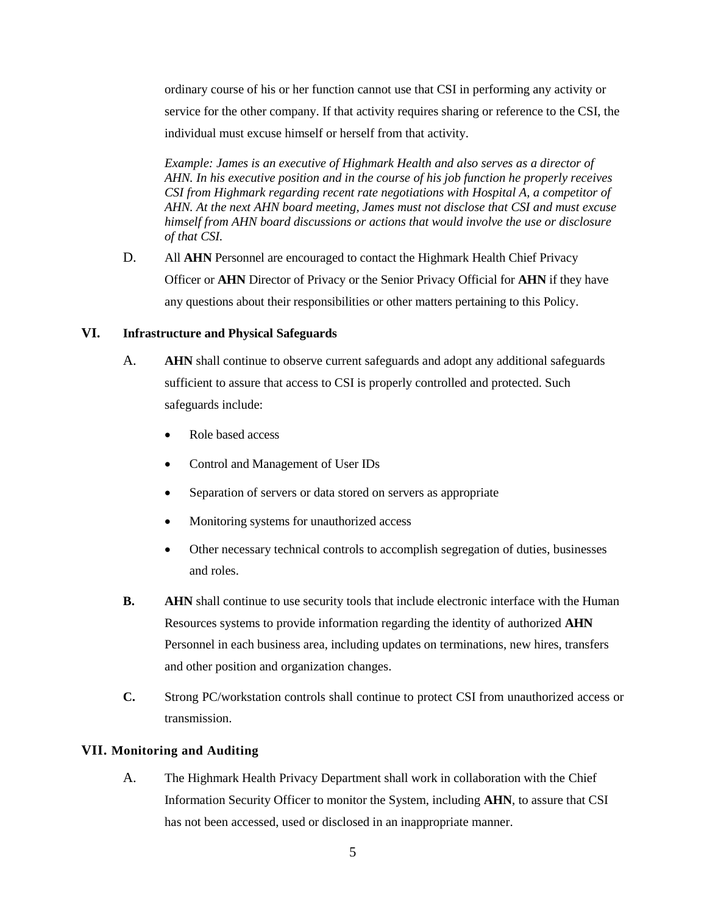ordinary course of his or her function cannot use that CSI in performing any activity or service for the other company. If that activity requires sharing or reference to the CSI, the individual must excuse himself or herself from that activity.

*Example: James is an executive of Highmark Health and also serves as a director of AHN. In his executive position and in the course of his job function he properly receives CSI from Highmark regarding recent rate negotiations with Hospital A, a competitor of AHN. At the next AHN board meeting, James must not disclose that CSI and must excuse himself from AHN board discussions or actions that would involve the use or disclosure of that CSI.*

D. All **AHN** Personnel are encouraged to contact the Highmark Health Chief Privacy Officer or **AHN** Director of Privacy or the Senior Privacy Official for **AHN** if they have any questions about their responsibilities or other matters pertaining to this Policy.

## VI. Infrastructure and Physical Safeguards

A. **AHN** shall continue to observe current safeguards and adopt any additional safeguards sufficient to assure that access to CSI is properly controlled and protected. Such safeguards include:

- Role based access
- Control and Management of User IDs
- Separation of servers or data stored on servers as appropriate
- Monitoring systems for unauthorized access
- Other necessary technical controls to accomplish segregation of duties, businesses and roles.

**B.** **AHN** shall continue to use security tools that include electronic interface with the Human Resources systems to provide information regarding the identity of authorized **AHN** Personnel in each business area, including updates on terminations, new hires, transfers and other position and organization changes.

**C.** Strong PC/workstation controls shall continue to protect CSI from unauthorized access or transmission.

## VII. Monitoring and Auditing

A. The Highmark Health Privacy Department shall work in collaboration with the Chief Information Security Officer to monitor the System, including **AHN**, to assure that CSI has not been accessed, used or disclosed in an inappropriate manner.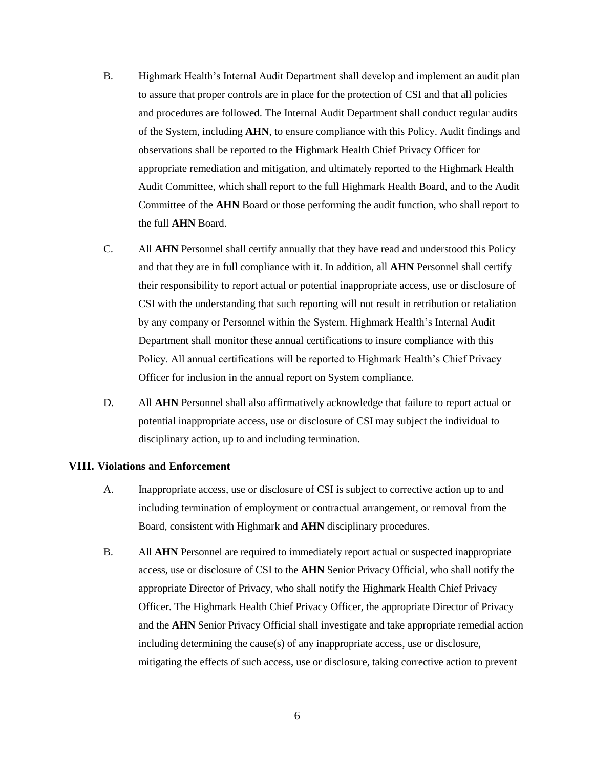B. Highmark Health's Internal Audit Department shall develop and implement an audit plan to assure that proper controls are in place for the protection of CSI and that all policies and procedures are followed. The Internal Audit Department shall conduct regular audits of the System, including **AHN**, to ensure compliance with this Policy. Audit findings and observations shall be reported to the Highmark Health Chief Privacy Officer for appropriate remediation and mitigation, and ultimately reported to the Highmark Health Audit Committee, which shall report to the full Highmark Health Board, and to the Audit Committee of the **AHN** Board or those performing the audit function, who shall report to the full **AHN** Board.

C. All **AHN** Personnel shall certify annually that they have read and understood this Policy and that they are in full compliance with it. In addition, all **AHN** Personnel shall certify their responsibility to report actual or potential inappropriate access, use or disclosure of CSI with the understanding that such reporting will not result in retribution or retaliation by any company or Personnel within the System. Highmark Health's Internal Audit Department shall monitor these annual certifications to insure compliance with this Policy. All annual certifications will be reported to Highmark Health's Chief Privacy Officer for inclusion in the annual report on System compliance.

D. All **AHN** Personnel shall also affirmatively acknowledge that failure to report actual or potential inappropriate access, use or disclosure of CSI may subject the individual to disciplinary action, up to and including termination.

## VIII. Violations and Enforcement

A. Inappropriate access, use or disclosure of CSI is subject to corrective action up to and including termination of employment or contractual arrangement, or removal from the Board, consistent with Highmark and **AHN** disciplinary procedures.

B. All **AHN** Personnel are required to immediately report actual or suspected inappropriate access, use or disclosure of CSI to the **AHN** Senior Privacy Official, who shall notify the appropriate Director of Privacy, who shall notify the Highmark Health Chief Privacy Officer. The Highmark Health Chief Privacy Officer, the appropriate Director of Privacy and the **AHN** Senior Privacy Official shall investigate and take appropriate remedial action including determining the cause(s) of any inappropriate access, use or disclosure, mitigating the effects of such access, use or disclosure, taking corrective action to prevent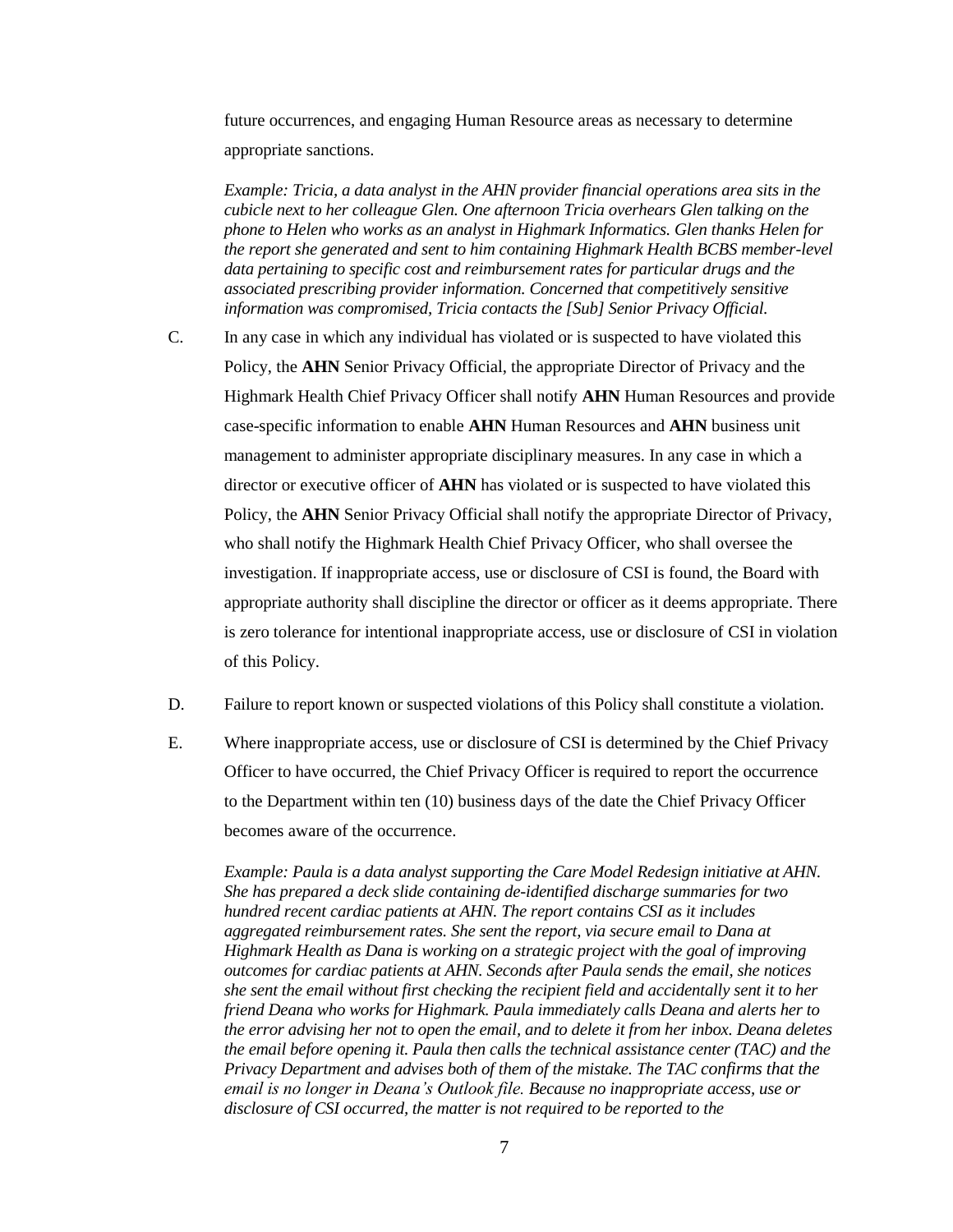future occurrences, and engaging Human Resource areas as necessary to determine appropriate sanctions.

*Example: Tricia, a data analyst in the AHN provider financial operations area sits in the cubicle next to her colleague Glen. One afternoon Tricia overhears Glen talking on the phone to Helen who works as an analyst in Highmark Informatics. Glen thanks Helen for the report she generated and sent to him containing Highmark Health BCBS member-level data pertaining to specific cost and reimbursement rates for particular drugs and the associated prescribing provider information. Concerned that competitively sensitive information was compromised, Tricia contacts the [Sub] Senior Privacy Official.*

C. In any case in which any individual has violated or is suspected to have violated this Policy, the **AHN** Senior Privacy Official, the appropriate Director of Privacy and the Highmark Health Chief Privacy Officer shall notify **AHN** Human Resources and provide case-specific information to enable **AHN** Human Resources and **AHN** business unit management to administer appropriate disciplinary measures. In any case in which a director or executive officer of **AHN** has violated or is suspected to have violated this Policy, the **AHN** Senior Privacy Official shall notify the appropriate Director of Privacy, who shall notify the Highmark Health Chief Privacy Officer, who shall oversee the investigation. If inappropriate access, use or disclosure of CSI is found, the Board with appropriate authority shall discipline the director or officer as it deems appropriate. There is zero tolerance for intentional inappropriate access, use or disclosure of CSI in violation of this Policy.

D. Failure to report known or suspected violations of this Policy shall constitute a violation.

E. Where inappropriate access, use or disclosure of CSI is determined by the Chief Privacy Officer to have occurred, the Chief Privacy Officer is required to report the occurrence to the Department within ten (10) business days of the date the Chief Privacy Officer becomes aware of the occurrence.

*Example: Paula is a data analyst supporting the Care Model Redesign initiative at AHN. She has prepared a deck slide containing de-identified discharge summaries for two hundred recent cardiac patients at AHN. The report contains CSI as it includes aggregated reimbursement rates. She sent the report, via secure email to Dana at Highmark Health as Dana is working on a strategic project with the goal of improving outcomes for cardiac patients at AHN. Seconds after Paula sends the email, she notices she sent the email without first checking the recipient field and accidentally sent it to her friend Deana who works for Highmark. Paula immediately calls Deana and alerts her to the error advising her not to open the email, and to delete it from her inbox. Deana deletes the email before opening it. Paula then calls the technical assistance center (TAC) and the Privacy Department and advises both of them of the mistake. The TAC confirms that the email is no longer in Deana's Outlook file. Because no inappropriate access, use or disclosure of CSI occurred, the matter is not required to be reported to the*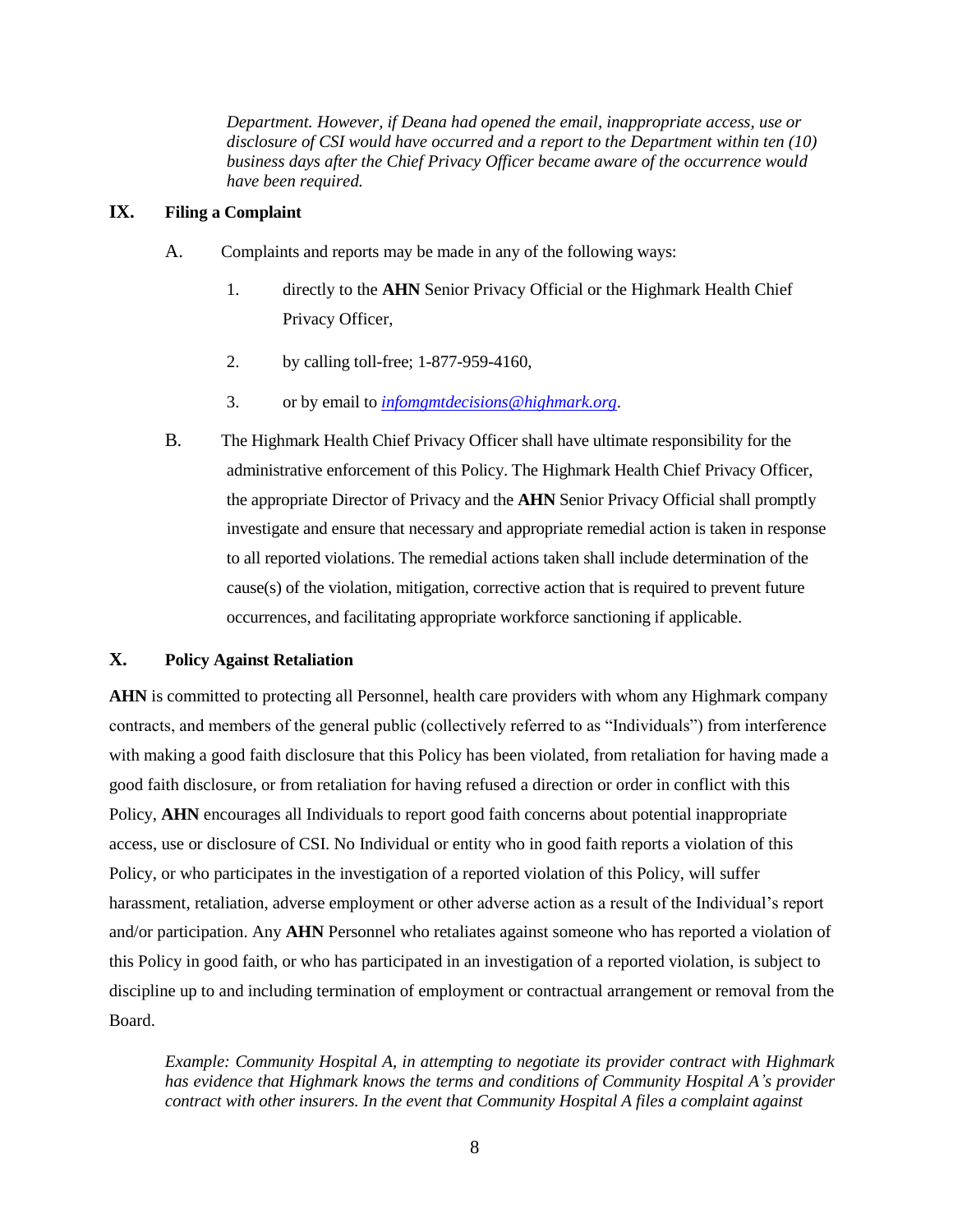*Department. However, if Deana had opened the email, inappropriate access, use or disclosure of CSI would have occurred and a report to the Department within ten (10) business days after the Chief Privacy Officer became aware of the occurrence would have been required.*

## IX. Filing a Complaint

A. Complaints and reports may be made in any of the following ways:

1. directly to the **AHN** Senior Privacy Official or the Highmark Health Chief Privacy Officer,
2. by calling toll-free; 1-877-959-4160,
3. or by email to *infomgmtdecisions@highmark.org*.

B. The Highmark Health Chief Privacy Officer shall have ultimate responsibility for the administrative enforcement of this Policy. The Highmark Health Chief Privacy Officer, the appropriate Director of Privacy and the **AHN** Senior Privacy Official shall promptly investigate and ensure that necessary and appropriate remedial action is taken in response to all reported violations. The remedial actions taken shall include determination of the cause(s) of the violation, mitigation, corrective action that is required to prevent future occurrences, and facilitating appropriate workforce sanctioning if applicable.

## X. Policy Against Retaliation

**AHN** is committed to protecting all Personnel, health care providers with whom any Highmark company contracts, and members of the general public (collectively referred to as "Individuals") from interference with making a good faith disclosure that this Policy has been violated, from retaliation for having made a good faith disclosure, or from retaliation for having refused a direction or order in conflict with this Policy, **AHN** encourages all Individuals to report good faith concerns about potential inappropriate access, use or disclosure of CSI. No Individual or entity who in good faith reports a violation of this Policy, or who participates in the investigation of a reported violation of this Policy, will suffer harassment, retaliation, adverse employment or other adverse action as a result of the Individual's report and/or participation. Any **AHN** Personnel who retaliates against someone who has reported a violation of this Policy in good faith, or who has participated in an investigation of a reported violation, is subject to discipline up to and including termination of employment or contractual arrangement or removal from the Board.

*Example: Community Hospital A, in attempting to negotiate its provider contract with Highmark has evidence that Highmark knows the terms and conditions of Community Hospital A's provider contract with other insurers. In the event that Community Hospital A files a complaint against*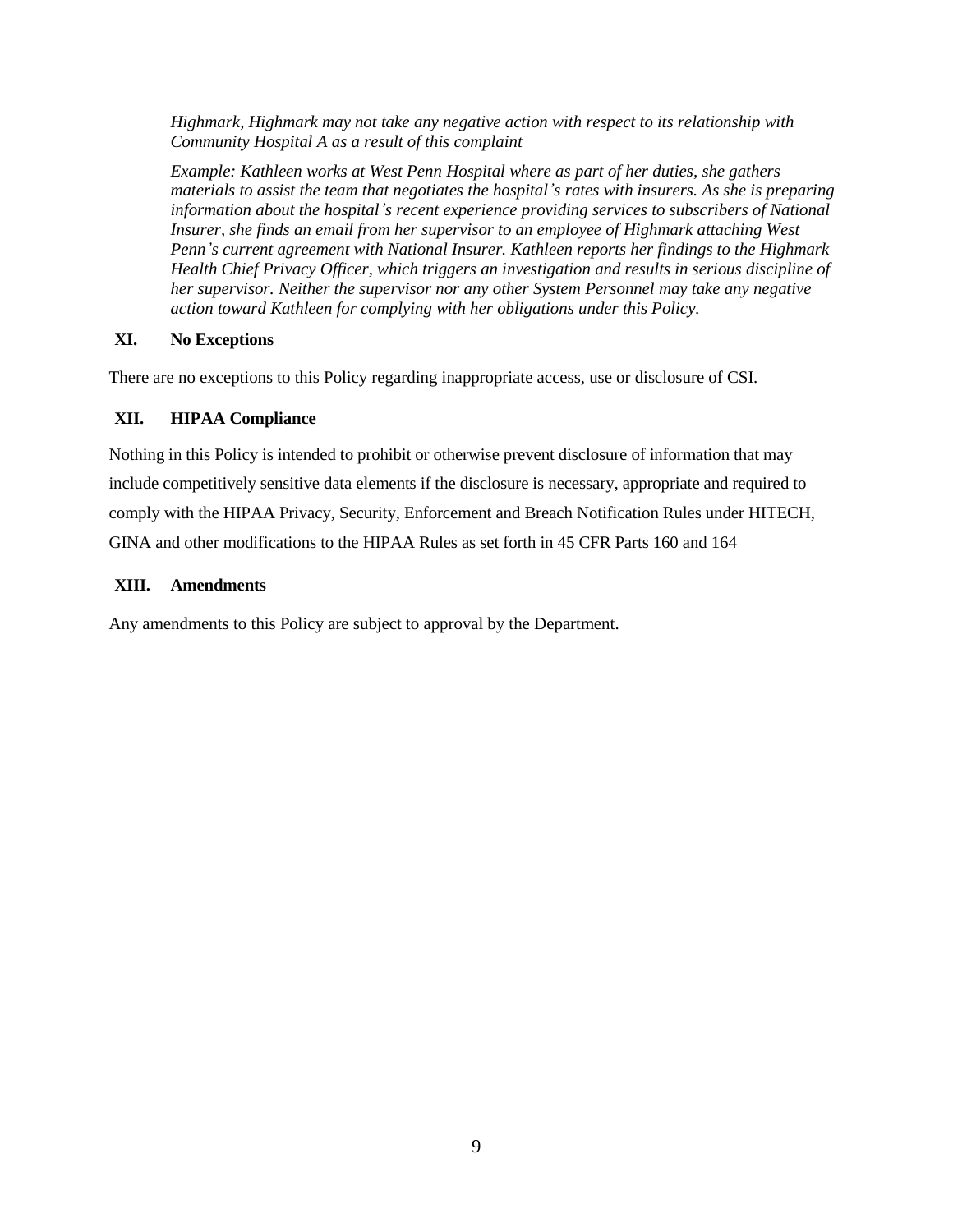*Highmark, Highmark may not take any negative action with respect to its relationship with Community Hospital A as a result of this complaint*

*Example: Kathleen works at West Penn Hospital where as part of her duties, she gathers materials to assist the team that negotiates the hospital's rates with insurers. As she is preparing information about the hospital's recent experience providing services to subscribers of National Insurer, she finds an email from her supervisor to an employee of Highmark attaching West Penn's current agreement with National Insurer. Kathleen reports her findings to the Highmark Health Chief Privacy Officer, which triggers an investigation and results in serious discipline of her supervisor. Neither the supervisor nor any other System Personnel may take any negative action toward Kathleen for complying with her obligations under this Policy.*

## XI. No Exceptions

There are no exceptions to this Policy regarding inappropriate access, use or disclosure of CSI.

## XII. HIPAA Compliance

Nothing in this Policy is intended to prohibit or otherwise prevent disclosure of information that may include competitively sensitive data elements if the disclosure is necessary, appropriate and required to comply with the HIPAA Privacy, Security, Enforcement and Breach Notification Rules under HITECH, GINA and other modifications to the HIPAA Rules as set forth in 45 CFR Parts 160 and 164

## XIII. Amendments

Any amendments to this Policy are subject to approval by the Department.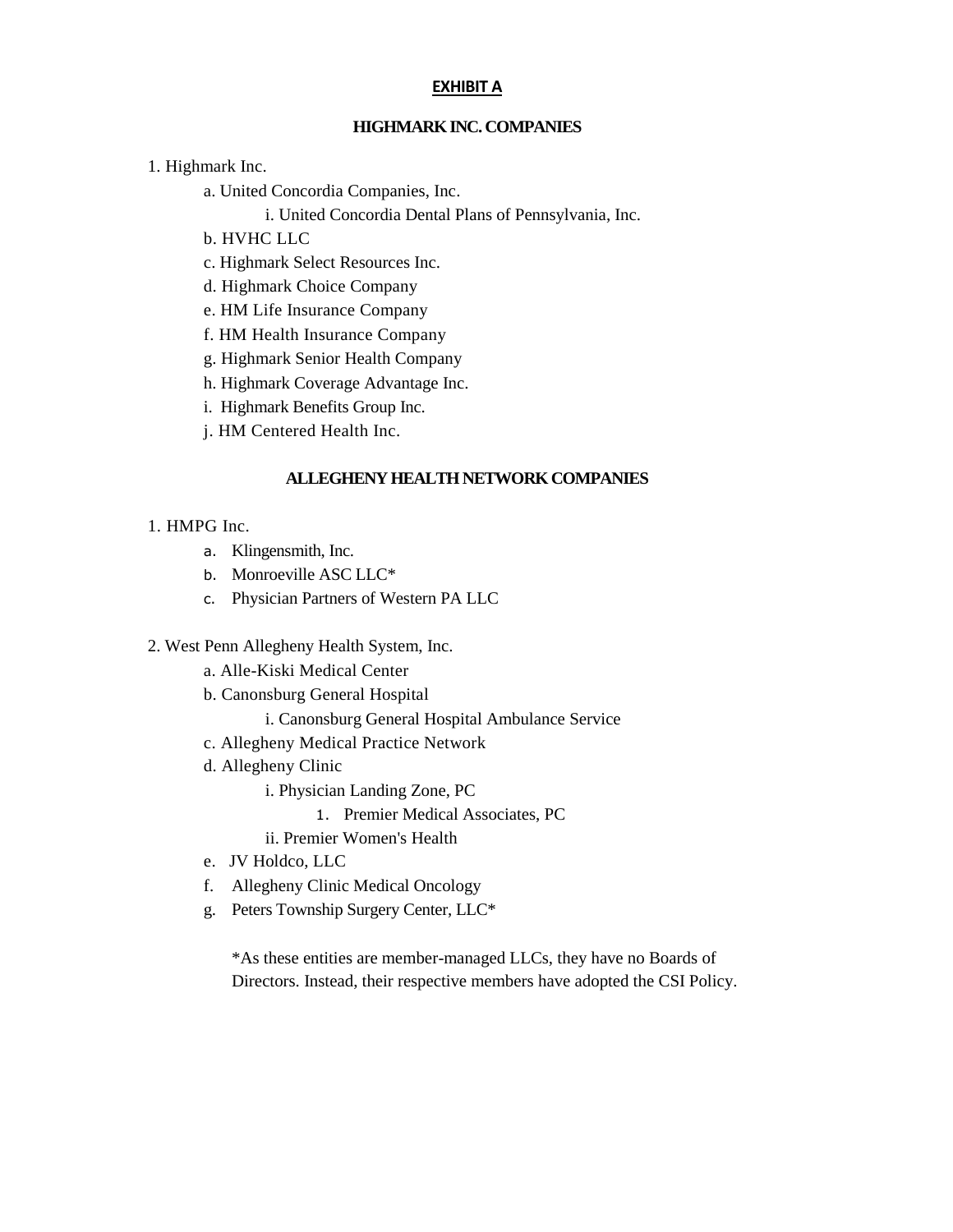# EXHIBIT A

## HIGHMARK INC. COMPANIES

1. Highmark Inc.
    - a. United Concordia Companies, Inc.
        - i. United Concordia Dental Plans of Pennsylvania, Inc.
    - b. HVHC LLC
    - c. Highmark Select Resources Inc.
    - d. Highmark Choice Company
    - e. HM Life Insurance Company
    - f. HM Health Insurance Company
    - g. Highmark Senior Health Company
    - h. Highmark Coverage Advantage Inc.
    - i. Highmark Benefits Group Inc.
    - j. HM Centered Health Inc.

## ALLEGHENY HEALTH NETWORK COMPANIES

1. HMPG Inc.
    - a. Klingensmith, Inc.
    - b. Monroeville ASC LLC*
    - c. Physician Partners of Western PA LLC

2. West Penn Allegheny Health System, Inc.
    - a. Alle-Kiski Medical Center
    - b. Canonsburg General Hospital
        - i. Canonsburg General Hospital Ambulance Service
    - c. Allegheny Medical Practice Network
    - d. Allegheny Clinic
        - i. Physician Landing Zone, PC
            - 1. Premier Medical Associates, PC
        - ii. Premier Women's Health
    - e. JV Holdco, LLC
    - f. Allegheny Clinic Medical Oncology
    - g. Peters Township Surgery Center, LLC*

*As these entities are member-managed LLCs, they have no Boards of Directors. Instead, their respective members have adopted the CSI Policy.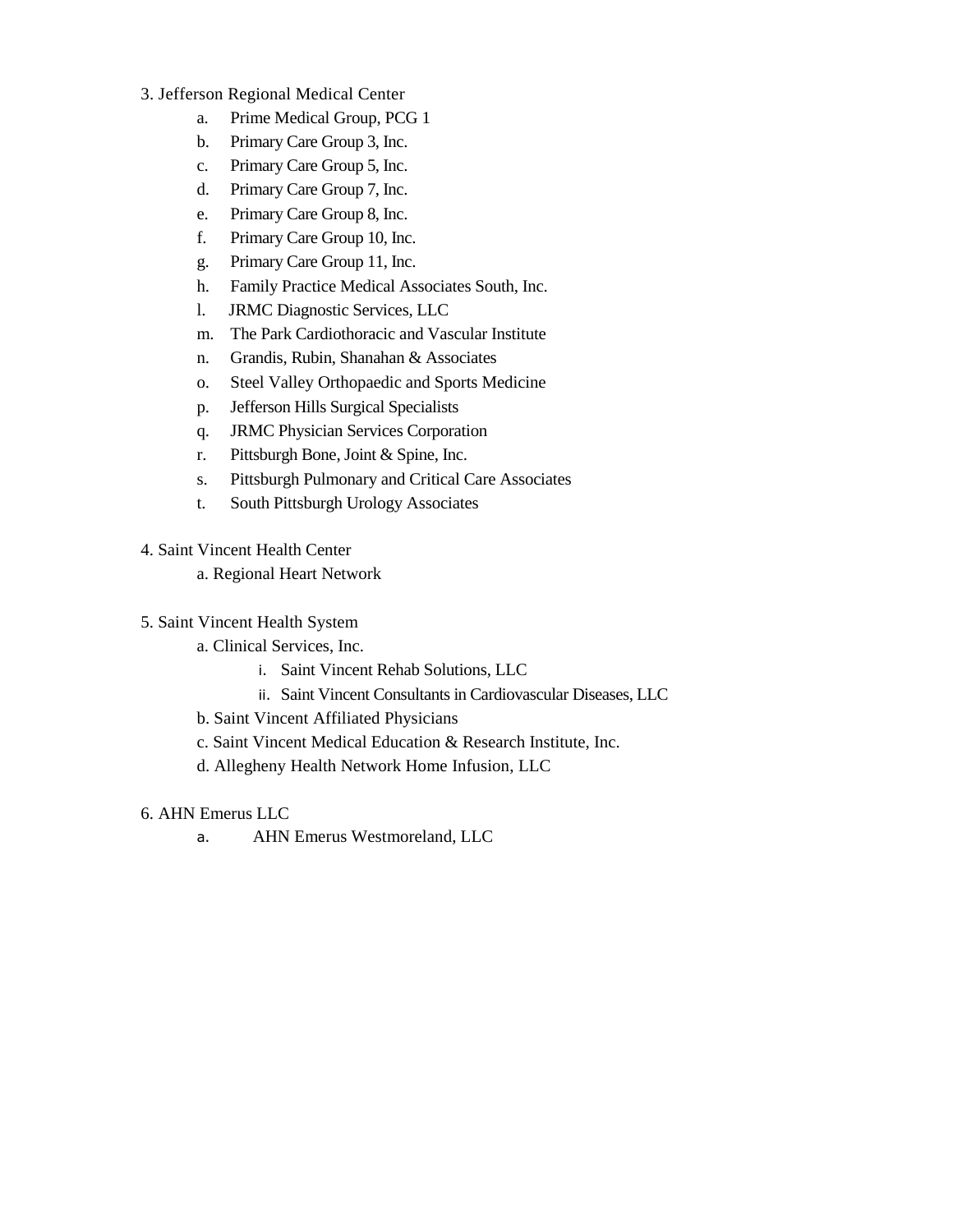3. Jefferson Regional Medical Center
   a. Prime Medical Group, PCG 1
   b. Primary Care Group 3, Inc.
   c. Primary Care Group 5, Inc.
   d. Primary Care Group 7, Inc.
   e. Primary Care Group 8, Inc.
   f. Primary Care Group 10, Inc.
   g. Primary Care Group 11, Inc.
   h. Family Practice Medical Associates South, Inc.
   l. JRMC Diagnostic Services, LLC
   m. The Park Cardiothoracic and Vascular Institute
   n. Grandis, Rubin, Shanahan & Associates
   o. Steel Valley Orthopaedic and Sports Medicine
   p. Jefferson Hills Surgical Specialists
   q. JRMC Physician Services Corporation
   r. Pittsburgh Bone, Joint & Spine, Inc.
   s. Pittsburgh Pulmonary and Critical Care Associates
   t. South Pittsburgh Urology Associates

4. Saint Vincent Health Center
   a. Regional Heart Network

5. Saint Vincent Health System
   a. Clinical Services, Inc.
      i. Saint Vincent Rehab Solutions, LLC
      ii. Saint Vincent Consultants in Cardiovascular Diseases, LLC
   b. Saint Vincent Affiliated Physicians
   c. Saint Vincent Medical Education & Research Institute, Inc.
   d. Allegheny Health Network Home Infusion, LLC

6. AHN Emerus LLC
   a. AHN Emerus Westmoreland, LLC